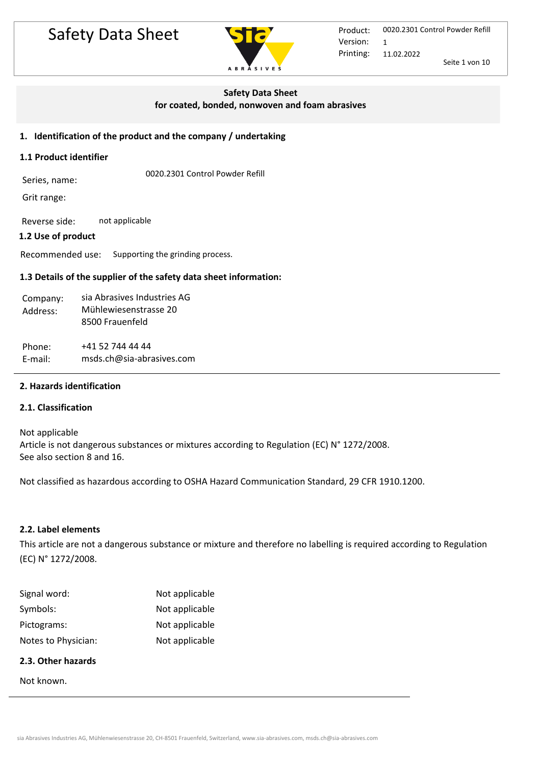# Safety Data Sheet

**Safety Data Sheet**
**for coated, bonded, nonwoven and foam abrasives**

## 1. Identification of the product and the company / undertaking

### 1.1 Product identifier

Series, name: 0020.2301 Control Powder Refill

Grit range:

Reverse side: not applicable

### 1.2 Use of product

Recommended use: Supporting the grinding process.

### 1.3 Details of the supplier of the safety data sheet information:

Company: sia Abrasives Industries AG
Address: Mühlewiesenstrasse 20
8500 Frauenfeld

Phone: +41 52 744 44 44
E-mail: msds.ch@sia-abrasives.com

## 2. Hazards identification

### 2.1. Classification

Not applicable
Article is not dangerous substances or mixtures according to Regulation (EC) N° 1272/2008.
See also section 8 and 16.

Not classified as hazardous according to OSHA Hazard Communication Standard, 29 CFR 1910.1200.

### 2.2. Label elements

This article are not a dangerous substance or mixture and therefore no labelling is required according to Regulation (EC) N° 1272/2008.

Signal word: Not applicable
Symbols: Not applicable
Pictograms: Not applicable
Notes to Physician: Not applicable

### 2.3. Other hazards

Not known.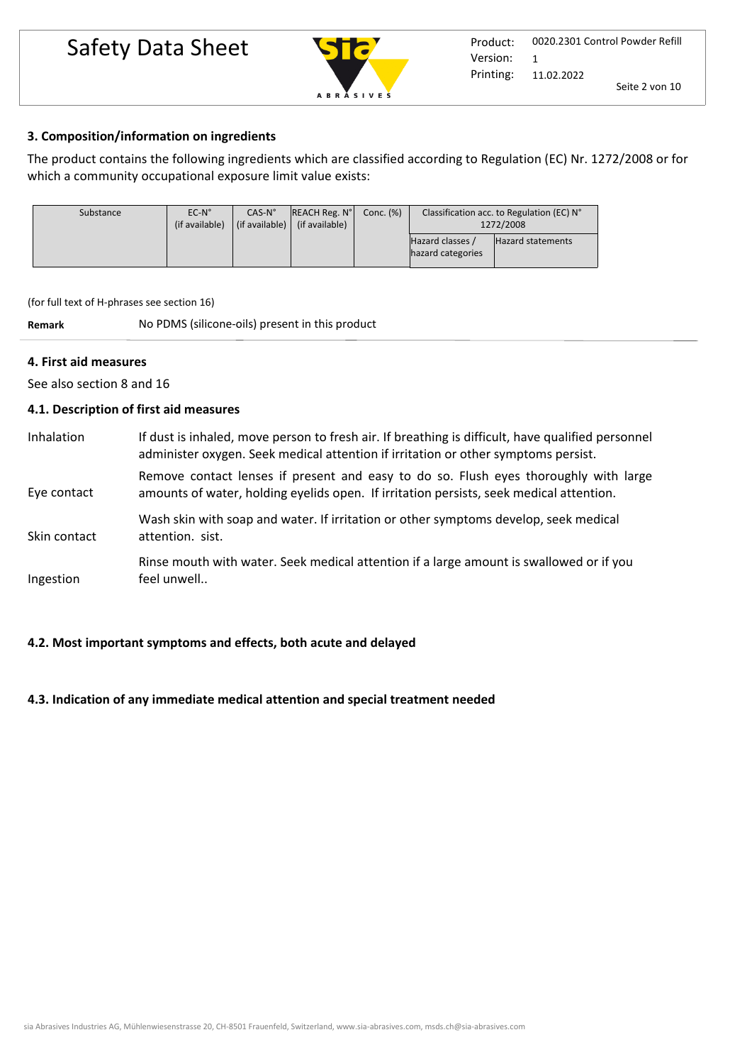## 3. Composition/information on ingredients

The product contains the following ingredients which are classified according to Regulation (EC) Nr. 1272/2008 or for which a community occupational exposure limit value exists:

| Substance | EC-N° (if available) | CAS-N° (if available) | REACH Reg. N° (if available) | Conc. (%) | Classification acc. to Regulation (EC) N° 1272/2008 | |
|---|---|---|---|---|---|---|
| | | | | | Hazard classes / hazard categories | Hazard statements |

(for full text of H-phrases see section 16)

**Remark** No PDMS (silicone-oils) present in this product

## 4. First aid measures

See also section 8 and 16

### 4.1. Description of first aid measures

**Inhalation** If dust is inhaled, move person to fresh air. If breathing is difficult, have qualified personnel administer oxygen. Seek medical attention if irritation or other symptoms persist.

**Eye contact** Remove contact lenses if present and easy to do so. Flush eyes thoroughly with large amounts of water, holding eyelids open. If irritation persists, seek medical attention.

**Skin contact** Wash skin with soap and water. If irritation or other symptoms develop, seek medical attention. sist.

**Ingestion** Rinse mouth with water. Seek medical attention if a large amount is swallowed or if you feel unwell..

### 4.2. Most important symptoms and effects, both acute and delayed

### 4.3. Indication of any immediate medical attention and special treatment needed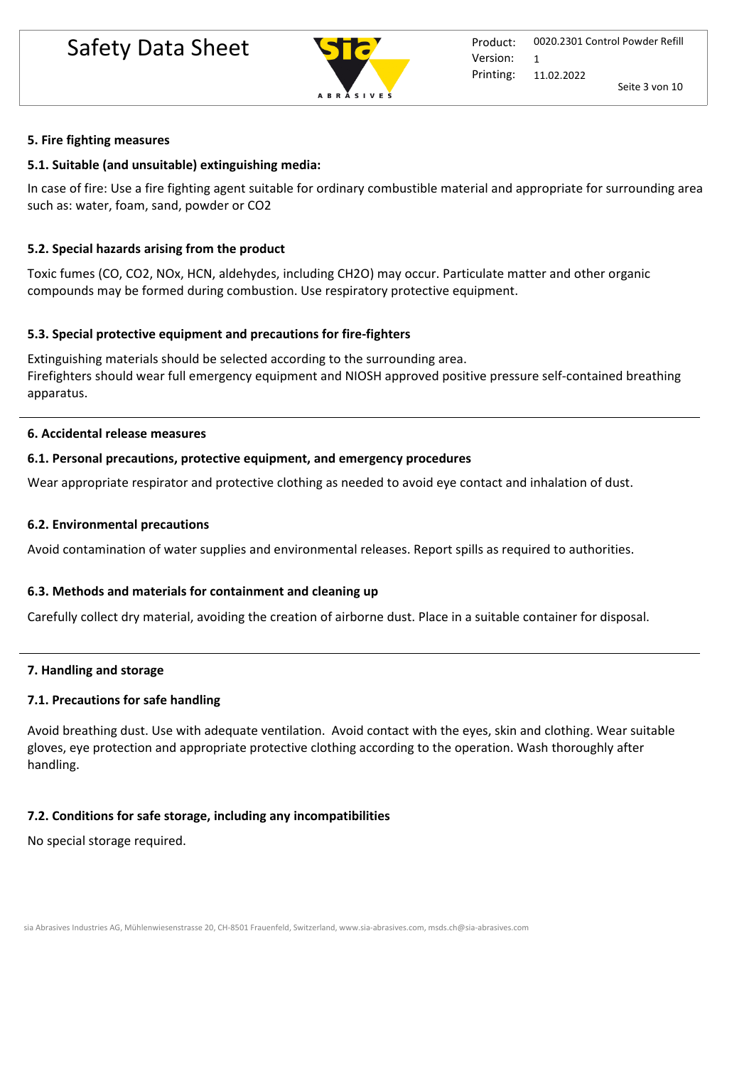## 5. Fire fighting measures

### 5.1. Suitable (and unsuitable) extinguishing media:

In case of fire: Use a fire fighting agent suitable for ordinary combustible material and appropriate for surrounding area such as: water, foam, sand, powder or $CO_2$

### 5.2. Special hazards arising from the product

Toxic fumes (CO, $CO_2$, $NO_x$, HCN, aldehydes, including $CH_2O$) may occur. Particulate matter and other organic compounds may be formed during combustion. Use respiratory protective equipment.

### 5.3. Special protective equipment and precautions for fire-fighters

Extinguishing materials should be selected according to the surrounding area.
Firefighters should wear full emergency equipment and NIOSH approved positive pressure self-contained breathing apparatus.

## 6. Accidental release measures

### 6.1. Personal precautions, protective equipment, and emergency procedures

Wear appropriate respirator and protective clothing as needed to avoid eye contact and inhalation of dust.

### 6.2. Environmental precautions

Avoid contamination of water supplies and environmental releases. Report spills as required to authorities.

### 6.3. Methods and materials for containment and cleaning up

Carefully collect dry material, avoiding the creation of airborne dust. Place in a suitable container for disposal.

## 7. Handling and storage

### 7.1. Precautions for safe handling

Avoid breathing dust. Use with adequate ventilation. Avoid contact with the eyes, skin and clothing. Wear suitable gloves, eye protection and appropriate protective clothing according to the operation. Wash thoroughly after handling.

### 7.2. Conditions for safe storage, including any incompatibilities

No special storage required.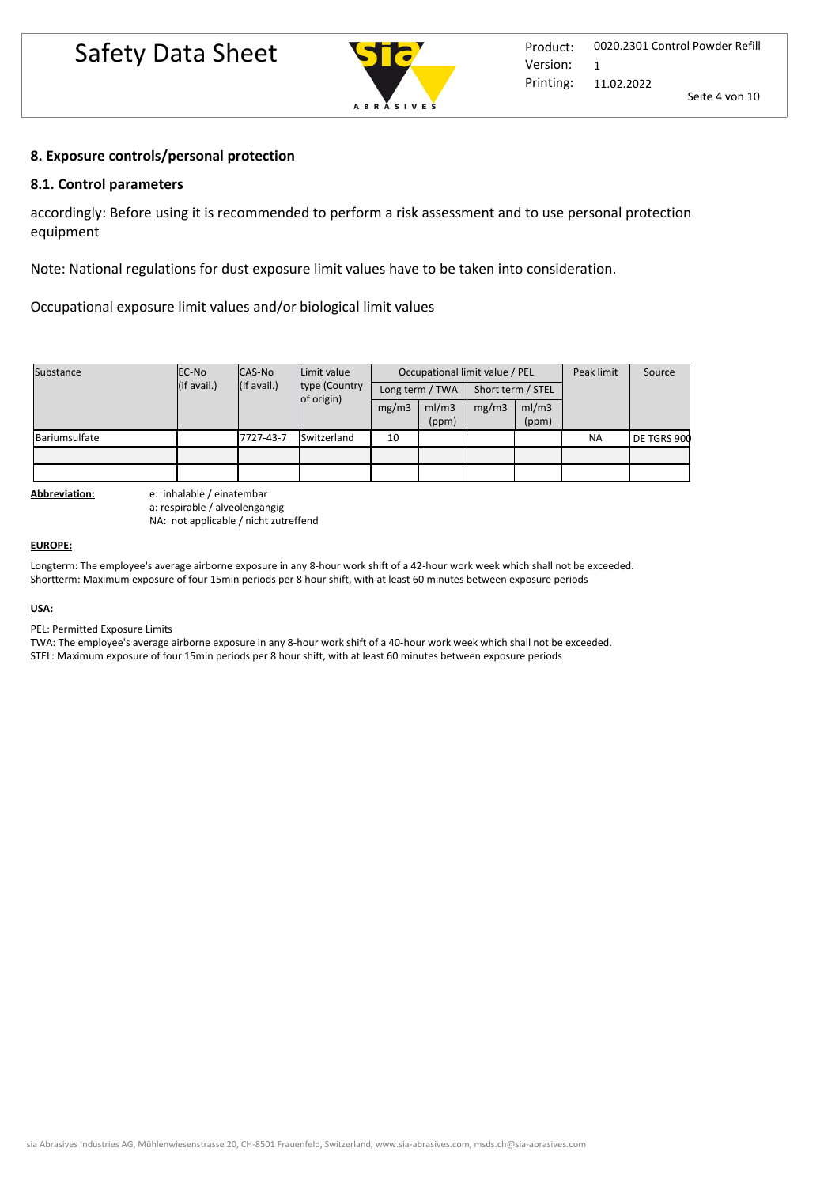## 8. Exposure controls/personal protection

### 8.1. Control parameters

accordingly: Before using it is recommended to perform a risk assessment and to use personal protection equipment

Note: National regulations for dust exposure limit values have to be taken into consideration.

Occupational exposure limit values and/or biological limit values

| Substance | EC-No (if avail.) | CAS-No (if avail.) | Limit value type (Country of origin) | Occupational limit value / PEL | | | | Peak limit | Source |
|---|---|---|---|---|---|---|---|---|---|
| | | | | Long term / TWA | | Short term / STEL | | | |
| | | | | mg/m3 | ml/m3 (ppm) | mg/m3 | ml/m3 (ppm) | | |
| Bariumsulfate | | 7727-43-7 | Switzerland | 10 | | | | NA | DE TGRS 900 |
| | | | | | | | | | |
| | | | | | | | | | |

**Abbreviation:**
e: inhalable / einatembar
a: respirable / alveolengängig
NA: not applicable / nicht zutreffend

**EUROPE:**

Longterm: The employee's average airborne exposure in any 8-hour work shift of a 42-hour work week which shall not be exceeded.
Shortterm: Maximum exposure of four 15min periods per 8 hour shift, with at least 60 minutes between exposure periods

**USA:**

PEL: Permitted Exposure Limits
TWA: The employee's average airborne exposure in any 8-hour work shift of a 40-hour work week which shall not be exceeded.
STEL: Maximum exposure of four 15min periods per 8 hour shift, with at least 60 minutes between exposure periods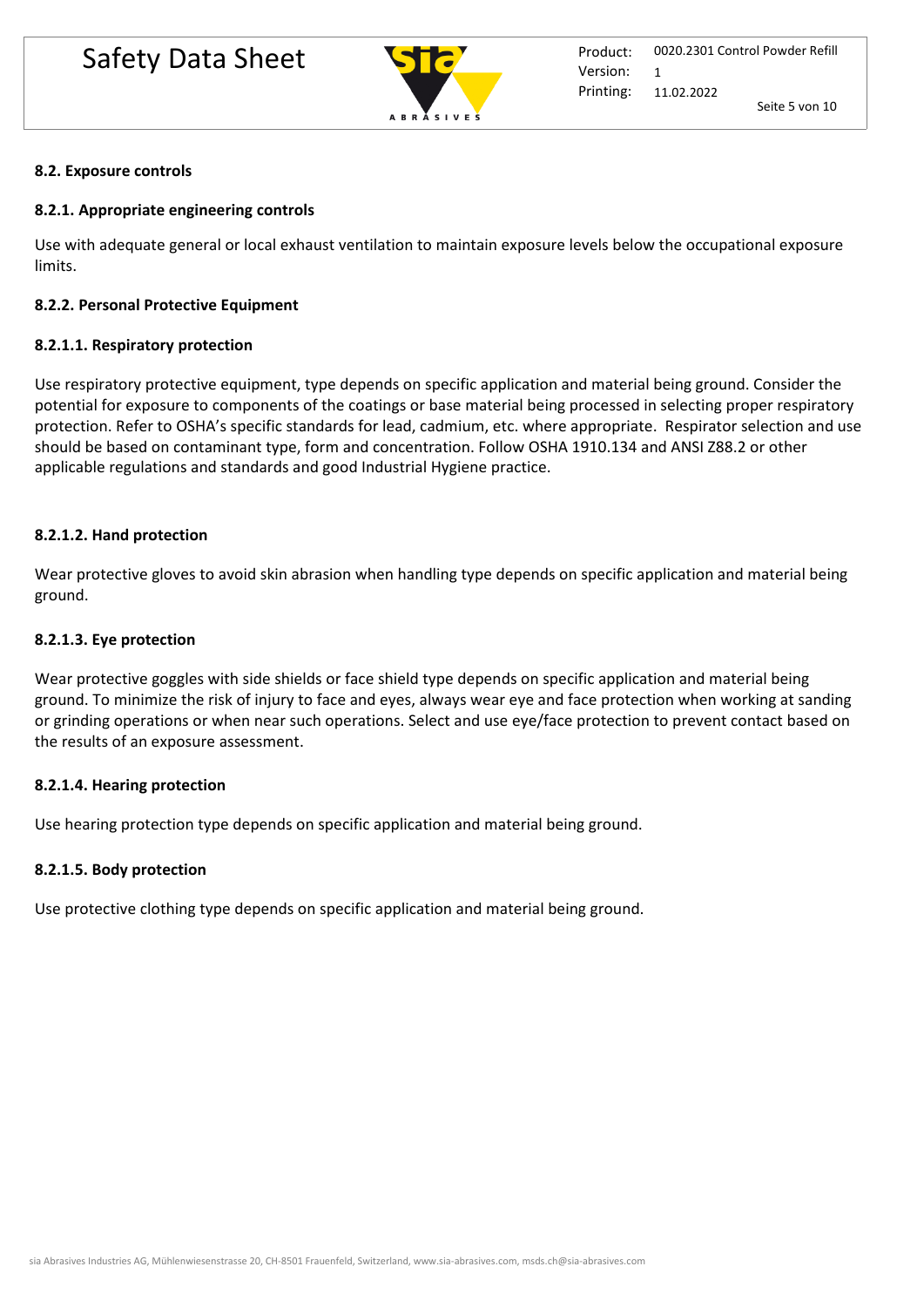### 8.2. Exposure controls

#### 8.2.1. Appropriate engineering controls

Use with adequate general or local exhaust ventilation to maintain exposure levels below the occupational exposure limits.

#### 8.2.2. Personal Protective Equipment

##### 8.2.1.1. Respiratory protection

Use respiratory protective equipment, type depends on specific application and material being ground. Consider the potential for exposure to components of the coatings or base material being processed in selecting proper respiratory protection. Refer to OSHA's specific standards for lead, cadmium, etc. where appropriate. Respirator selection and use should be based on contaminant type, form and concentration. Follow OSHA 1910.134 and ANSI Z88.2 or other applicable regulations and standards and good Industrial Hygiene practice.

##### 8.2.1.2. Hand protection

Wear protective gloves to avoid skin abrasion when handling type depends on specific application and material being ground.

##### 8.2.1.3. Eye protection

Wear protective goggles with side shields or face shield type depends on specific application and material being ground. To minimize the risk of injury to face and eyes, always wear eye and face protection when working at sanding or grinding operations or when near such operations. Select and use eye/face protection to prevent contact based on the results of an exposure assessment.

##### 8.2.1.4. Hearing protection

Use hearing protection type depends on specific application and material being ground.

##### 8.2.1.5. Body protection

Use protective clothing type depends on specific application and material being ground.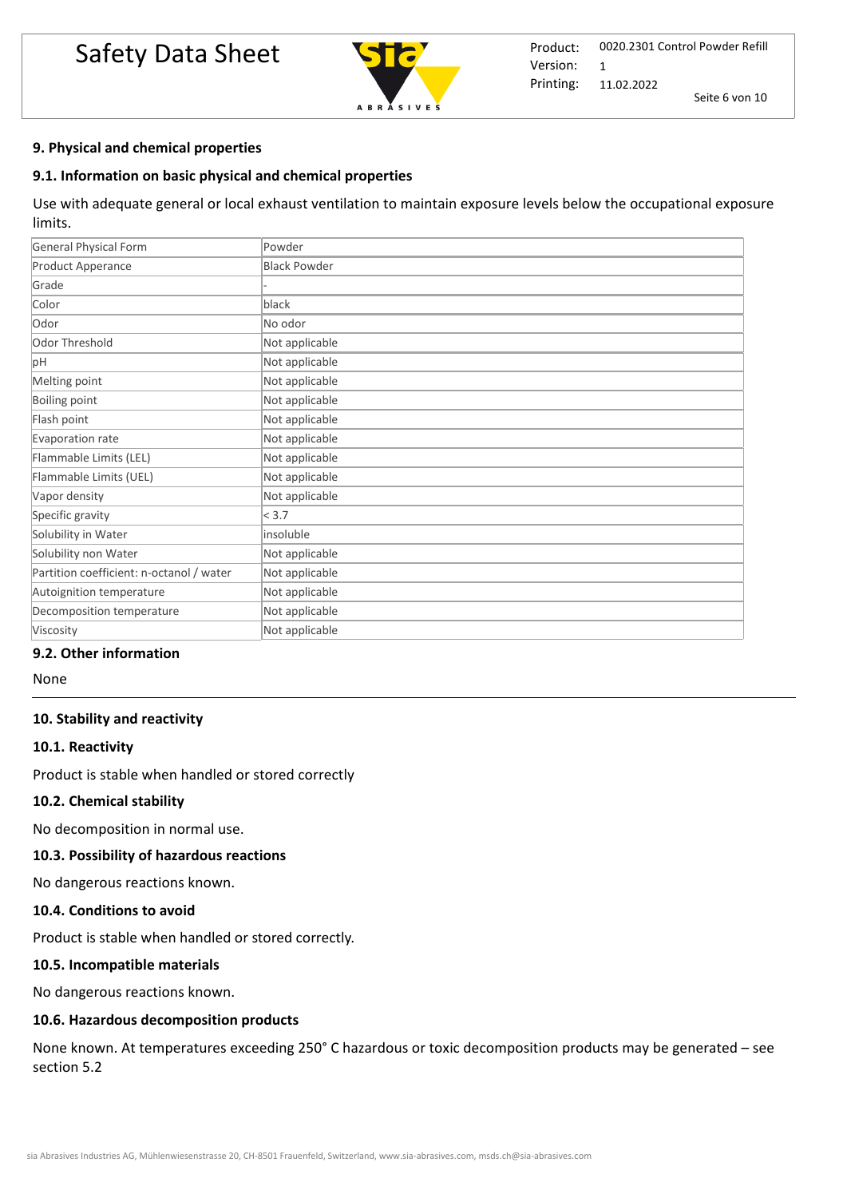## 9. Physical and chemical properties

### 9.1. Information on basic physical and chemical properties

Use with adequate general or local exhaust ventilation to maintain exposure levels below the occupational exposure limits.

| General Physical Form | Powder |
|---|---|
| Product Apperance | Black Powder |
| Grade | - |
| Color | black |
| Odor | No odor |
| Odor Threshold | Not applicable |
| pH | Not applicable |
| Melting point | Not applicable |
| Boiling point | Not applicable |
| Flash point | Not applicable |
| Evaporation rate | Not applicable |
| Flammable Limits (LEL) | Not applicable |
| Flammable Limits (UEL) | Not applicable |
| Vapor density | Not applicable |
| Specific gravity | < 3.7 |
| Solubility in Water | insoluble |
| Solubility non Water | Not applicable |
| Partition coefficient: n-octanol / water | Not applicable |
| Autoignition temperature | Not applicable |
| Decomposition temperature | Not applicable |
| Viscosity | Not applicable |

### 9.2. Other information

None

## 10. Stability and reactivity

### 10.1. Reactivity

Product is stable when handled or stored correctly

### 10.2. Chemical stability

No decomposition in normal use.

### 10.3. Possibility of hazardous reactions

No dangerous reactions known.

### 10.4. Conditions to avoid

Product is stable when handled or stored correctly.

### 10.5. Incompatible materials

No dangerous reactions known.

### 10.6. Hazardous decomposition products

None known. At temperatures exceeding 250° C hazardous or toxic decomposition products may be generated – see section 5.2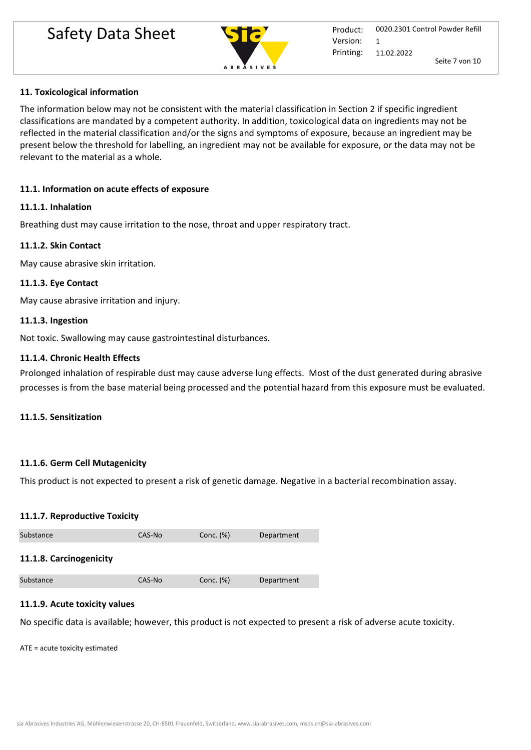## 11. Toxicological information

The information below may not be consistent with the material classification in Section 2 if specific ingredient classifications are mandated by a competent authority. In addition, toxicological data on ingredients may not be reflected in the material classification and/or the signs and symptoms of exposure, because an ingredient may be present below the threshold for labelling, an ingredient may not be available for exposure, or the data may not be relevant to the material as a whole.

### 11.1. Information on acute effects of exposure

#### 11.1.1. Inhalation

Breathing dust may cause irritation to the nose, throat and upper respiratory tract.

#### 11.1.2. Skin Contact

May cause abrasive skin irritation.

#### 11.1.3. Eye Contact

May cause abrasive irritation and injury.

#### 11.1.3. Ingestion

Not toxic. Swallowing may cause gastrointestinal disturbances.

#### 11.1.4. Chronic Health Effects

Prolonged inhalation of respirable dust may cause adverse lung effects. Most of the dust generated during abrasive processes is from the base material being processed and the potential hazard from this exposure must be evaluated.

#### 11.1.5. Sensitization

#### 11.1.6. Germ Cell Mutagenicity

This product is not expected to present a risk of genetic damage. Negative in a bacterial recombination assay.

#### 11.1.7. Reproductive Toxicity

| Substance | CAS-No | Conc. (%) | Department |
| --- | --- | --- | --- |

#### 11.1.8. Carcinogenicity

| Substance | CAS-No | Conc. (%) | Department |
| --- | --- | --- | --- |

#### 11.1.9. Acute toxicity values

No specific data is available; however, this product is not expected to present a risk of adverse acute toxicity.

ATE = acute toxicity estimated

sia Abrasives Industries AG, Mühlenwiesenstrasse 20, CH-8501 Frauenfeld, Switzerland, www.sia-abrasives.com, msds.ch@sia-abrasives.com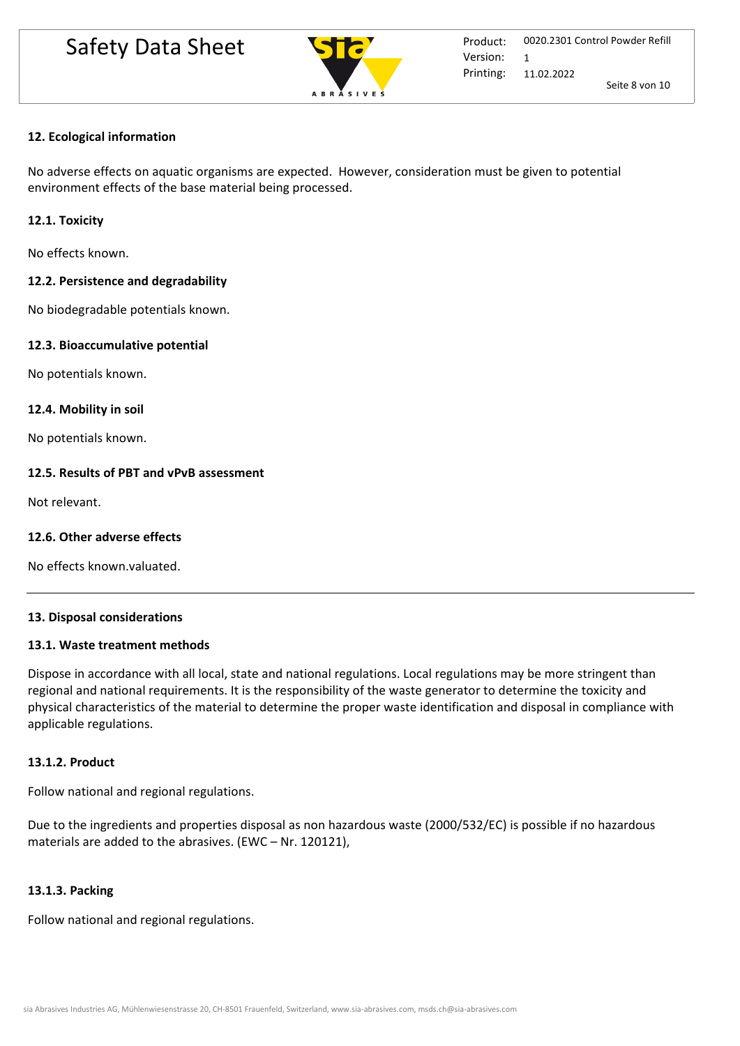## 12. Ecological information

No adverse effects on aquatic organisms are expected. However, consideration must be given to potential environment effects of the base material being processed.

### 12.1. Toxicity

No effects known.

### 12.2. Persistence and degradability

No biodegradable potentials known.

### 12.3. Bioaccumulative potential

No potentials known.

### 12.4. Mobility in soil

No potentials known.

### 12.5. Results of PBT and vPvB assessment

Not relevant.

### 12.6. Other adverse effects

No effects known.valuated.

---

## 13. Disposal considerations

### 13.1. Waste treatment methods

Dispose in accordance with all local, state and national regulations. Local regulations may be more stringent than regional and national requirements. It is the responsibility of the waste generator to determine the toxicity and physical characteristics of the material to determine the proper waste identification and disposal in compliance with applicable regulations.

#### 13.1.2. Product

Follow national and regional regulations.

Due to the ingredients and properties disposal as non hazardous waste (2000/532/EC) is possible if no hazardous materials are added to the abrasives. (EWC – Nr. 120121),

#### 13.1.3. Packing

Follow national and regional regulations.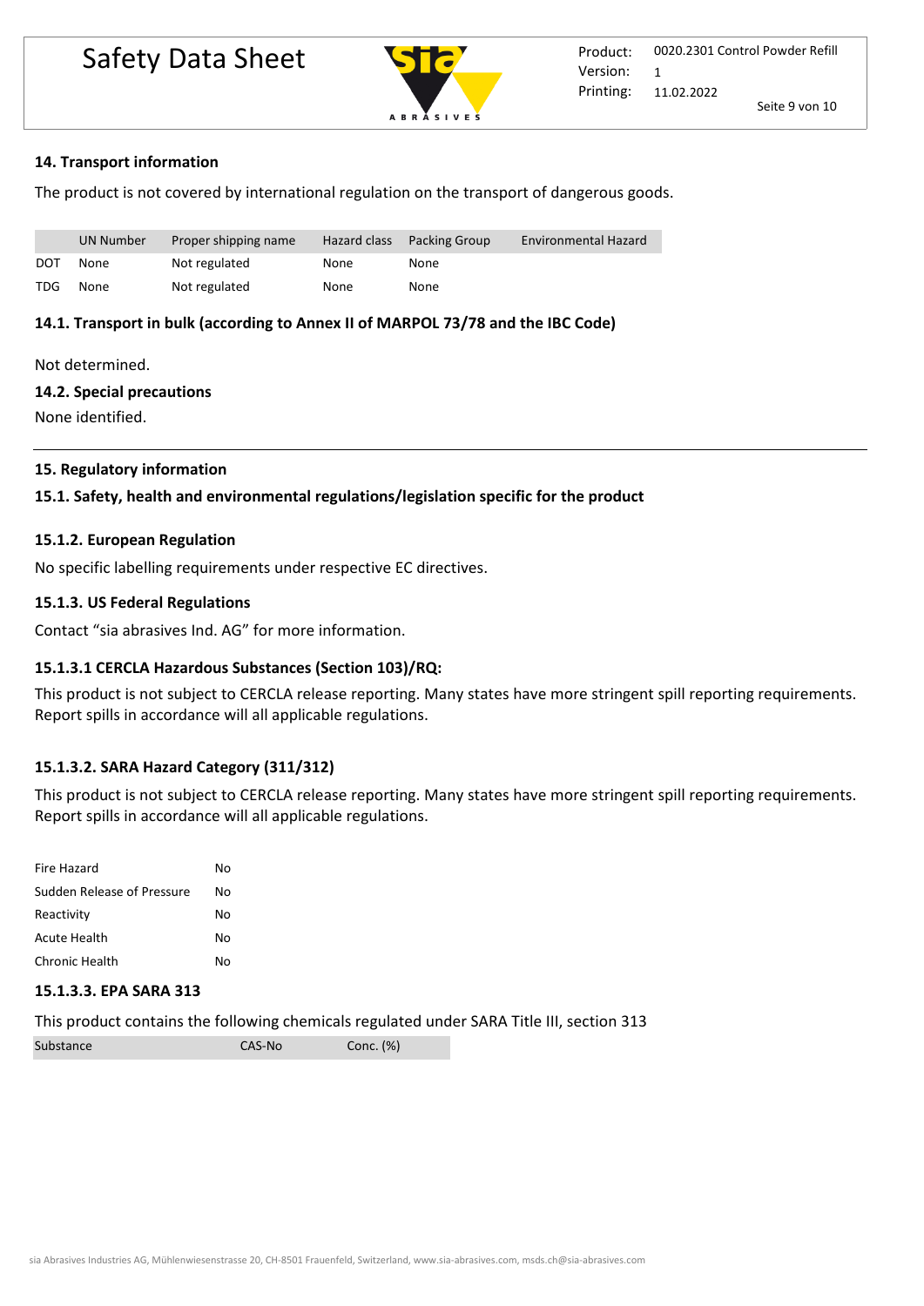#### 14. Transport information

The product is not covered by international regulation on the transport of dangerous goods.

| | UN Number | Proper shipping name | Hazard class | Packing Group | Environmental Hazard |
|---|---|---|---|---|---|
| DOT | None | Not regulated | None | None | |
| TDG | None | Not regulated | None | None | |

#### 14.1. Transport in bulk (according to Annex II of MARPOL 73/78 and the IBC Code)

Not determined.

#### 14.2. Special precautions

None identified.

#### 15. Regulatory information

#### 15.1. Safety, health and environmental regulations/legislation specific for the product

#### 15.1.2. European Regulation

No specific labelling requirements under respective EC directives.

#### 15.1.3. US Federal Regulations

Contact "sia abrasives Ind. AG" for more information.

#### 15.1.3.1 CERCLA Hazardous Substances (Section 103)/RQ:

This product is not subject to CERCLA release reporting. Many states have more stringent spill reporting requirements. Report spills in accordance will all applicable regulations.

#### 15.1.3.2. SARA Hazard Category (311/312)

This product is not subject to CERCLA release reporting. Many states have more stringent spill reporting requirements. Report spills in accordance will all applicable regulations.

| | |
|---|---|
| Fire Hazard | No |
| Sudden Release of Pressure | No |
| Reactivity | No |
| Acute Health | No |
| Chronic Health | No |

#### 15.1.3.3. EPA SARA 313

This product contains the following chemicals regulated under SARA Title III, section 313

| Substance | CAS-No | Conc. (%) |
|---|---|---|

sia Abrasives Industries AG, Mühlenwiesenstrasse 20, CH-8501 Frauenfeld, Switzerland, www.sia-abrasives.com, msds.ch@sia-abrasives.com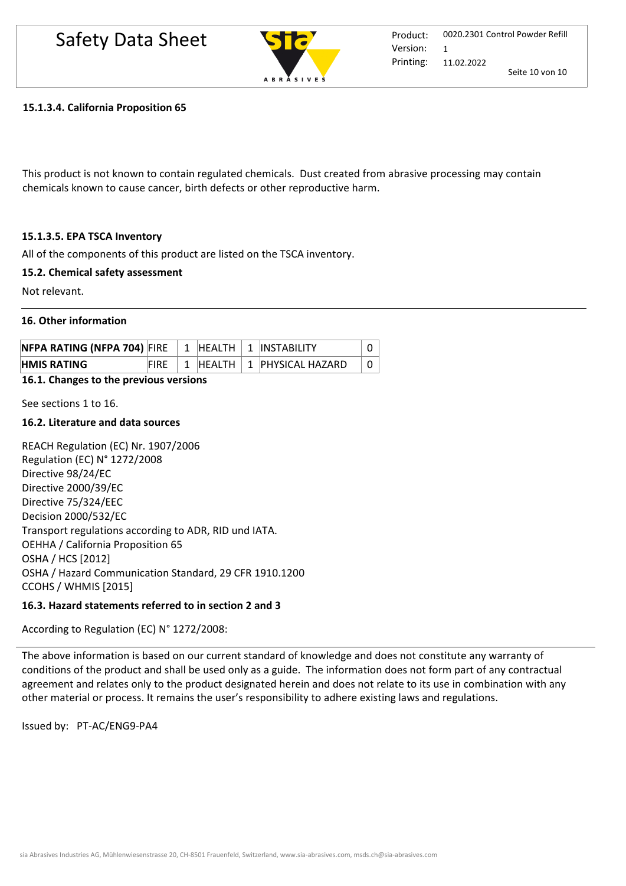#### 15.1.3.4. California Proposition 65

This product is not known to contain regulated chemicals. Dust created from abrasive processing may contain chemicals known to cause cancer, birth defects or other reproductive harm.

#### 15.1.3.5. EPA TSCA Inventory

All of the components of this product are listed on the TSCA inventory.

### 15.2. Chemical safety assessment

Not relevant.

## 16. Other information

| | | | | | | |
|---|---|---|---|---|---|---|
| **NFPA RATING (NFPA 704)** | FIRE | 1 | HEALTH | 1 | INSTABILITY | 0 |
| **HMIS RATING** | FIRE | 1 | HEALTH | 1 | PHYSICAL HAZARD | 0 |

### 16.1. Changes to the previous versions

See sections 1 to 16.

### 16.2. Literature and data sources

REACH Regulation (EC) Nr. 1907/2006
Regulation (EC) N° 1272/2008
Directive 98/24/EC
Directive 2000/39/EC
Directive 75/324/EEC
Decision 2000/532/EC
Transport regulations according to ADR, RID und IATA.
OEHHA / California Proposition 65
OSHA / HCS [2012]
OSHA / Hazard Communication Standard, 29 CFR 1910.1200
CCOHS / WHMIS [2015]

### 16.3. Hazard statements referred to in section 2 and 3

According to Regulation (EC) N° 1272/2008:

The above information is based on our current standard of knowledge and does not constitute any warranty of conditions of the product and shall be used only as a guide. The information does not form part of any contractual agreement and relates only to the product designated herein and does not relate to its use in combination with any other material or process. It remains the user's responsibility to adhere existing laws and regulations.

Issued by: PT-AC/ENG9-PA4